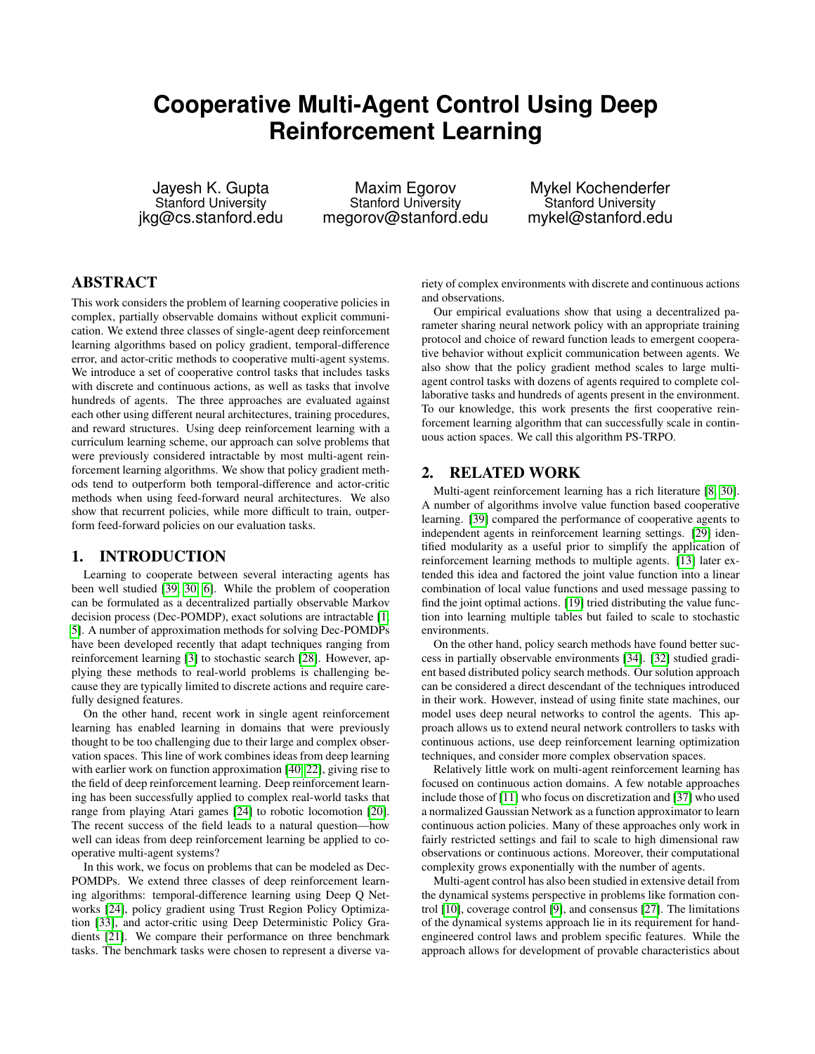# Cooperative Multi-Agent Control Using Deep Reinforcement Learning

Jayesh K. Gupta
Stanford University
jkg@cs.stanford.edu

Maxim Egorov
Stanford University
megorov@stanford.edu

Mykel Kochenderfer
Stanford University
mykel@stanford.edu

## ABSTRACT

This work considers the problem of learning cooperative policies in complex, partially observable domains without explicit communication. We extend three classes of single-agent deep reinforcement learning algorithms based on policy gradient, temporal-difference error, and actor-critic methods to cooperative multi-agent systems. We introduce a set of cooperative control tasks that includes tasks with discrete and continuous actions, as well as tasks that involve hundreds of agents. The three approaches are evaluated against each other using different neural architectures, training procedures, and reward structures. Using deep reinforcement learning with a curriculum learning scheme, our approach can solve problems that were previously considered intractable by most multi-agent reinforcement learning algorithms. We show that policy gradient methods tend to outperform both temporal-difference and actor-critic methods when using feed-forward neural architectures. We also show that recurrent policies, while more difficult to train, outperform feed-forward policies on our evaluation tasks.

## 1. INTRODUCTION

Learning to cooperate between several interacting agents has been well studied [39, 30, 6]. While the problem of cooperation can be formulated as a decentralized partially observable Markov decision process (Dec-POMDP), exact solutions are intractable [1, 5]. A number of approximation methods for solving Dec-POMDPs have been developed recently that adapt techniques ranging from reinforcement learning [3] to stochastic search [28]. However, applying these methods to real-world problems is challenging because they are typically limited to discrete actions and require carefully designed features.

On the other hand, recent work in single agent reinforcement learning has enabled learning in domains that were previously thought to be too challenging due to their large and complex observation spaces. This line of work combines ideas from deep learning with earlier work on function approximation [40, 22], giving rise to the field of deep reinforcement learning. Deep reinforcement learning has been successfully applied to complex real-world tasks that range from playing Atari games [24] to robotic locomotion [20]. The recent success of the field leads to a natural question—how well can ideas from deep reinforcement learning be applied to cooperative multi-agent systems?

In this work, we focus on problems that can be modeled as Dec-POMDPs. We extend three classes of deep reinforcement learning algorithms: temporal-difference learning using Deep Q Networks [24], policy gradient using Trust Region Policy Optimization [33], and actor-critic using Deep Deterministic Policy Gradients [21]. We compare their performance on three benchmark tasks. The benchmark tasks were chosen to represent a diverse variety of complex environments with discrete and continuous actions and observations.

Our empirical evaluations show that using a decentralized parameter sharing neural network policy with an appropriate training protocol and choice of reward function leads to emergent cooperative behavior without explicit communication between agents. We also show that the policy gradient method scales to large multi-agent control tasks with dozens of agents required to complete collaborative tasks and hundreds of agents present in the environment. To our knowledge, this work presents the first cooperative reinforcement learning algorithm that can successfully scale in continuous action spaces. We call this algorithm PS-TRPO.

## 2. RELATED WORK

Multi-agent reinforcement learning has a rich literature [8, 30]. A number of algorithms involve value function based cooperative learning. [39] compared the performance of cooperative agents to independent agents in reinforcement learning settings. [29] identified modularity as a useful prior to simplify the application of reinforcement learning methods to multiple agents. [13] later extended this idea and factored the joint value function into a linear combination of local value functions and used message passing to find the joint optimal actions. [19] tried distributing the value function into learning multiple tables but failed to scale to stochastic environments.

On the other hand, policy search methods have found better success in partially observable environments [34]. [32] studied gradient based distributed policy search methods. Our solution approach can be considered a direct descendant of the techniques introduced in their work. However, instead of using finite state machines, our model uses deep neural networks to control the agents. This approach allows us to extend neural network controllers to tasks with continuous actions, use deep reinforcement learning optimization techniques, and consider more complex observation spaces.

Relatively little work on multi-agent reinforcement learning has focused on continuous action domains. A few notable approaches include those of [11] who focus on discretization and [37] who used a normalized Gaussian Network as a function approximator to learn continuous action policies. Many of these approaches only work in fairly restricted settings and fail to scale to high dimensional raw observations or continuous actions. Moreover, their computational complexity grows exponentially with the number of agents.

Multi-agent control has also been studied in extensive detail from the dynamical systems perspective in problems like formation control [10], coverage control [9], and consensus [27]. The limitations of the dynamical systems approach lie in its requirement for hand-engineered control laws and problem specific features. While the approach allows for development of provable characteristics about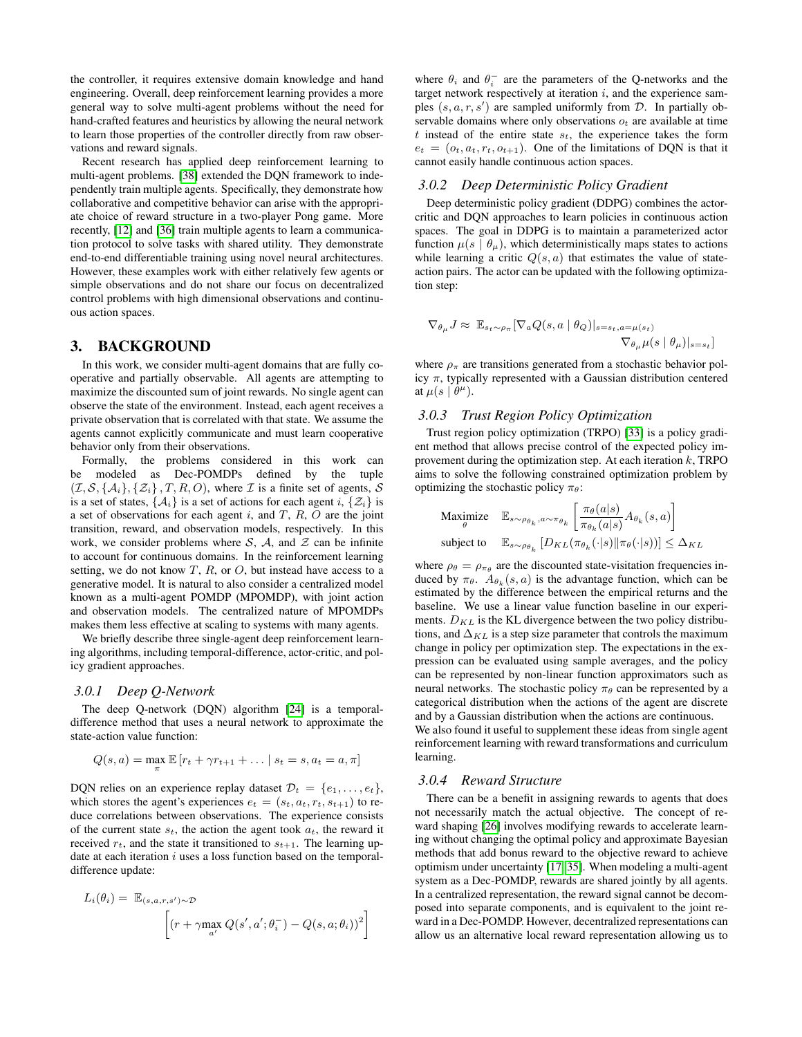the controller, it requires extensive domain knowledge and hand engineering. Overall, deep reinforcement learning provides a more general way to solve multi-agent problems without the need for hand-crafted features and heuristics by allowing the neural network to learn those properties of the controller directly from raw observations and reward signals.

Recent research has applied deep reinforcement learning to multi-agent problems. [38] extended the DQN framework to independently train multiple agents. Specifically, they demonstrate how collaborative and competitive behavior can arise with the appropriate choice of reward structure in a two-player Pong game. More recently, [12] and [36] train multiple agents to learn a communication protocol to solve tasks with shared utility. They demonstrate end-to-end differentiable training using novel neural architectures. However, these examples work with either relatively few agents or simple observations and do not share our focus on decentralized control problems with high dimensional observations and continuous action spaces.

# 3. BACKGROUND

In this work, we consider multi-agent domains that are fully cooperative and partially observable. All agents are attempting to maximize the discounted sum of joint rewards. No single agent can observe the state of the environment. Instead, each agent receives a private observation that is correlated with that state. We assume the agents cannot explicitly communicate and must learn cooperative behavior only from their observations.

Formally, the problems considered in this work can be modeled as Dec-POMDPs defined by the tuple $(\mathcal{I}, \mathcal{S}, \{\mathcal{A}_i\}, \{\mathcal{Z}_i\}, T, R, O)$, where $\mathcal{I}$ is a finite set of agents, $\mathcal{S}$ is a set of states, $\{\mathcal{A}_i\}$ is a set of actions for each agent $i$, $\{\mathcal{Z}_i\}$ is a set of observations for each agent $i$, and $T$, $R$, $O$ are the joint transition, reward, and observation models, respectively. In this work, we consider problems where $\mathcal{S}$, $\mathcal{A}$, and $\mathcal{Z}$ can be infinite to account for continuous domains. In the reinforcement learning setting, we do not know $T$, $R$, or $O$, but instead have access to a generative model. It is natural to also consider a centralized model known as a multi-agent POMDP (MPOMDP), with joint action and observation models. The centralized nature of MPOMDPs makes them less effective at scaling to systems with many agents.

We briefly describe three single-agent deep reinforcement learning algorithms, including temporal-difference, actor-critic, and policy gradient approaches.

### 3.0.1 Deep Q-Network

The deep Q-network (DQN) algorithm [24] is a temporal-difference method that uses a neural network to approximate the state-action value function:

$$Q(s, a) = \max_{\pi} \mathbb{E}\left[r_t + \gamma r_{t+1} + \ldots \mid s_t = s, a_t = a, \pi\right]$$

DQN relies on an experience replay dataset $\mathcal{D}_t = \{e_1, \ldots, e_t\}$, which stores the agent's experiences $e_t = (s_t, a_t, r_t, s_{t+1})$ to reduce correlations between observations. The experience consists of the current state $s_t$, the action the agent took $a_t$, the reward it received $r_t$, and the state it transitioned to $s_{t+1}$. The learning update at each iteration $i$ uses a loss function based on the temporal-difference update:

$$L_i(\theta_i) = \mathbb{E}_{(s,a,r,s') \sim \mathcal{D}} \left[ \left(r + \gamma \max_{a'} Q(s', a'; \theta_i^-) - Q(s, a; \theta_i)\right)^2 \right]$$

where $\theta_i$ and $\theta_i^-$ are the parameters of the Q-networks and the target network respectively at iteration $i$, and the experience samples $(s, a, r, s')$ are sampled uniformly from $\mathcal{D}$. In partially observable domains where only observations $o_t$ are available at time $t$ instead of the entire state $s_t$, the experience takes the form $e_t = (o_t, a_t, r_t, o_{t+1})$. One of the limitations of DQN is that it cannot easily handle continuous action spaces.

### 3.0.2 Deep Deterministic Policy Gradient

Deep deterministic policy gradient (DDPG) combines the actor-critic and DQN approaches to learn policies in continuous action spaces. The goal in DDPG is to maintain a parameterized actor function $\mu(s \mid \theta_\mu)$, which deterministically maps states to actions while learning a critic $Q(s, a)$ that estimates the value of state-action pairs. The actor can be updated with the following optimization step:

$$\nabla_{\theta_\mu} J \approx \mathbb{E}_{s_t \sim \rho_\pi}\left[\nabla_a Q(s, a \mid \theta_Q)|_{s=s_t, a=\mu(s_t)} \nabla_{\theta_\mu} \mu(s \mid \theta_\mu)|_{s=s_t}\right]$$

where $\rho_\pi$ are transitions generated from a stochastic behavior policy $\pi$, typically represented with a Gaussian distribution centered at $\mu(s \mid \theta^\mu)$.

### 3.0.3 Trust Region Policy Optimization

Trust region policy optimization (TRPO) [33] is a policy gradient method that allows precise control of the expected policy improvement during the optimization step. At each iteration $k$, TRPO aims to solve the following constrained optimization problem by optimizing the stochastic policy $\pi_\theta$:

$$\begin{aligned}
&\underset{\theta}{\text{Maximize}} \quad \mathbb{E}_{s \sim \rho_{\theta_k}, a \sim \pi_{\theta_k}}\left[\frac{\pi_\theta(a|s)}{\pi_{\theta_k}(a|s)} A_{\theta_k}(s, a)\right] \\
&\text{subject to} \quad \mathbb{E}_{s \sim \rho_{\theta_k}}\left[D_{KL}(\pi_{\theta_k}(\cdot|s) \| \pi_\theta(\cdot|s))\right] \leq \Delta_{KL}
\end{aligned}$$

where $\rho_\theta = \rho_{\pi_\theta}$ are the discounted state-visitation frequencies induced by $\pi_\theta$. $A_{\theta_k}(s, a)$ is the advantage function, which can be estimated by the difference between the empirical returns and the baseline. We use a linear value function baseline in our experiments. $D_{KL}$ is the KL divergence between the two policy distributions, and $\Delta_{KL}$ is a step size parameter that controls the maximum change in policy per optimization step. The expectations in the expression can be evaluated using sample averages, and the policy can be represented by non-linear function approximators such as neural networks. The stochastic policy $\pi_\theta$ can be represented by a categorical distribution when the actions of the agent are discrete and by a Gaussian distribution when the actions are continuous.

We also found it useful to supplement these ideas from single agent reinforcement learning with reward transformations and curriculum learning.

### 3.0.4 Reward Structure

There can be a benefit in assigning rewards to agents that does not necessarily match the actual objective. The concept of reward shaping [26] involves modifying rewards to accelerate learning without changing the optimal policy and approximate Bayesian methods that add bonus reward to the objective reward to achieve optimism under uncertainty [17, 35]. When modeling a multi-agent system as a Dec-POMDP, rewards are shared jointly by all agents. In a centralized representation, the reward signal cannot be decomposed into separate components, and is equivalent to the joint reward in a Dec-POMDP. However, decentralized representations can allow us an alternative local reward representation allowing us to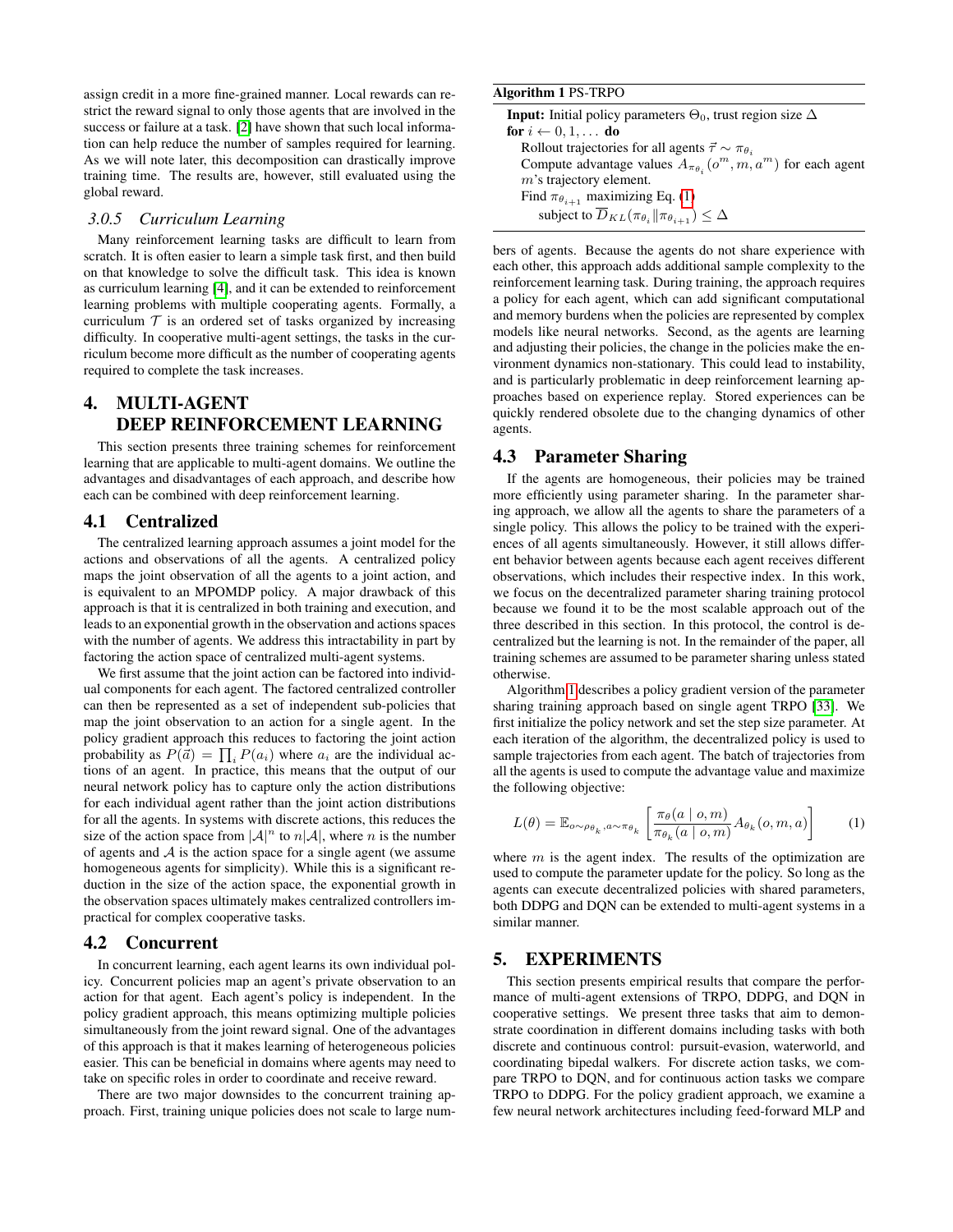assign credit in a more fine-grained manner. Local rewards can restrict the reward signal to only those agents that are involved in the success or failure at a task. [2] have shown that such local information can help reduce the number of samples required for learning. As we will note later, this decomposition can drastically improve training time. The results are, however, still evaluated using the global reward.

#### 3.0.5 Curriculum Learning

Many reinforcement learning tasks are difficult to learn from scratch. It is often easier to learn a simple task first, and then build on that knowledge to solve the difficult task. This idea is known as curriculum learning [4], and it can be extended to reinforcement learning problems with multiple cooperating agents. Formally, a curriculum $\mathcal{T}$ is an ordered set of tasks organized by increasing difficulty. In cooperative multi-agent settings, the tasks in the curriculum become more difficult as the number of cooperating agents required to complete the task increases.

## 4. MULTI-AGENT DEEP REINFORCEMENT LEARNING

This section presents three training schemes for reinforcement learning that are applicable to multi-agent domains. We outline the advantages and disadvantages of each approach, and describe how each can be combined with deep reinforcement learning.

### 4.1 Centralized

The centralized learning approach assumes a joint model for the actions and observations of all the agents. A centralized policy maps the joint observation of all the agents to a joint action, and is equivalent to an MPOMDP policy. A major drawback of this approach is that it is centralized in both training and execution, and leads to an exponential growth in the observation and actions spaces with the number of agents. We address this intractability in part by factoring the action space of centralized multi-agent systems.

We first assume that the joint action can be factored into individual components for each agent. The factored centralized controller can then be represented as a set of independent sub-policies that map the joint observation to an action for a single agent. In the policy gradient approach this reduces to factoring the joint action probability as $P(\vec{a}) = \prod_i P(a_i)$ where $a_i$ are the individual actions of an agent. In practice, this means that the output of our neural network policy has to capture only the action distributions for each individual agent rather than the joint action distributions for all the agents. In systems with discrete actions, this reduces the size of the action space from $|\mathcal{A}|^n$ to $n|\mathcal{A}|$, where $n$ is the number of agents and $\mathcal{A}$ is the action space for a single agent (we assume homogeneous agents for simplicity). While this is a significant reduction in the size of the action space, the exponential growth in the observation spaces ultimately makes centralized controllers impractical for complex cooperative tasks.

### 4.2 Concurrent

In concurrent learning, each agent learns its own individual policy. Concurrent policies map an agent's private observation to an action for that agent. Each agent's policy is independent. In the policy gradient approach, this means optimizing multiple policies simultaneously from the joint reward signal. One of the advantages of this approach is that it makes learning of heterogeneous policies easier. This can be beneficial in domains where agents may need to take on specific roles in order to coordinate and receive reward.

There are two major downsides to the concurrent training approach. First, training unique policies does not scale to large numbers of agents. Because the agents do not share experience with each other, this approach adds additional sample complexity to the reinforcement learning task. During training, the approach requires a policy for each agent, which can add significant computational and memory burdens when the policies are represented by complex models like neural networks. Second, as the agents are learning and adjusting their policies, the change in the policies make the environment dynamics non-stationary. This could lead to instability, and is particularly problematic in deep reinforcement learning approaches based on experience replay. Stored experiences can be quickly rendered obsolete due to the changing dynamics of other agents.

**Algorithm 1** PS-TRPO

```
Input: Initial policy parameters Θ_0, trust region size Δ
for i ← 0, 1, ... do
    Rollout trajectories for all agents τ ~ π_{θ_i}
    Compute advantage values A_{π_{θ_i}}(o^m, m, a^m) for each agent
    m's trajectory element.
    Find π_{θ_{i+1}} maximizing Eq. (1)
        subject to D̄_KL(π_{θ_i} || π_{θ_{i+1}}) ≤ Δ
```

### 4.3 Parameter Sharing

If the agents are homogeneous, their policies may be trained more efficiently using parameter sharing. In the parameter sharing approach, we allow all the agents to share the parameters of a single policy. This allows the policy to be trained with the experiences of all agents simultaneously. However, it still allows different behavior between agents because each agent receives different observations, which includes their respective index. In this work, we focus on the decentralized parameter sharing training protocol because we found it to be the most scalable approach out of the three described in this section. In this protocol, the control is decentralized but the learning is not. In the remainder of the paper, all training schemes are assumed to be parameter sharing unless stated otherwise.

Algorithm 1 describes a policy gradient version of the parameter sharing training approach based on single agent TRPO [33]. We first initialize the policy network and set the step size parameter. At each iteration of the algorithm, the decentralized policy is used to sample trajectories from each agent. The batch of trajectories from all the agents is used to compute the advantage value and maximize the following objective:

$$L(\theta) = \mathbb{E}_{o \sim \rho_{\theta_k}, a \sim \pi_{\theta_k}} \left[ \frac{\pi_\theta(a \mid o, m)}{\pi_{\theta_k}(a \mid o, m)} A_{\theta_k}(o, m, a) \right] \tag{1}$$

where $m$ is the agent index. The results of the optimization are used to compute the parameter update for the policy. So long as the agents can execute decentralized policies with shared parameters, both DDPG and DQN can be extended to multi-agent systems in a similar manner.

## 5. EXPERIMENTS

This section presents empirical results that compare the performance of multi-agent extensions of TRPO, DDPG, and DQN in cooperative settings. We present three tasks that aim to demonstrate coordination in different domains including tasks with both discrete and continuous control: pursuit-evasion, waterworld, and coordinating bipedal walkers. For discrete action tasks, we compare TRPO to DQN, and for continuous action tasks we compare TRPO to DDPG. For the policy gradient approach, we examine a few neural network architectures including feed-forward MLP and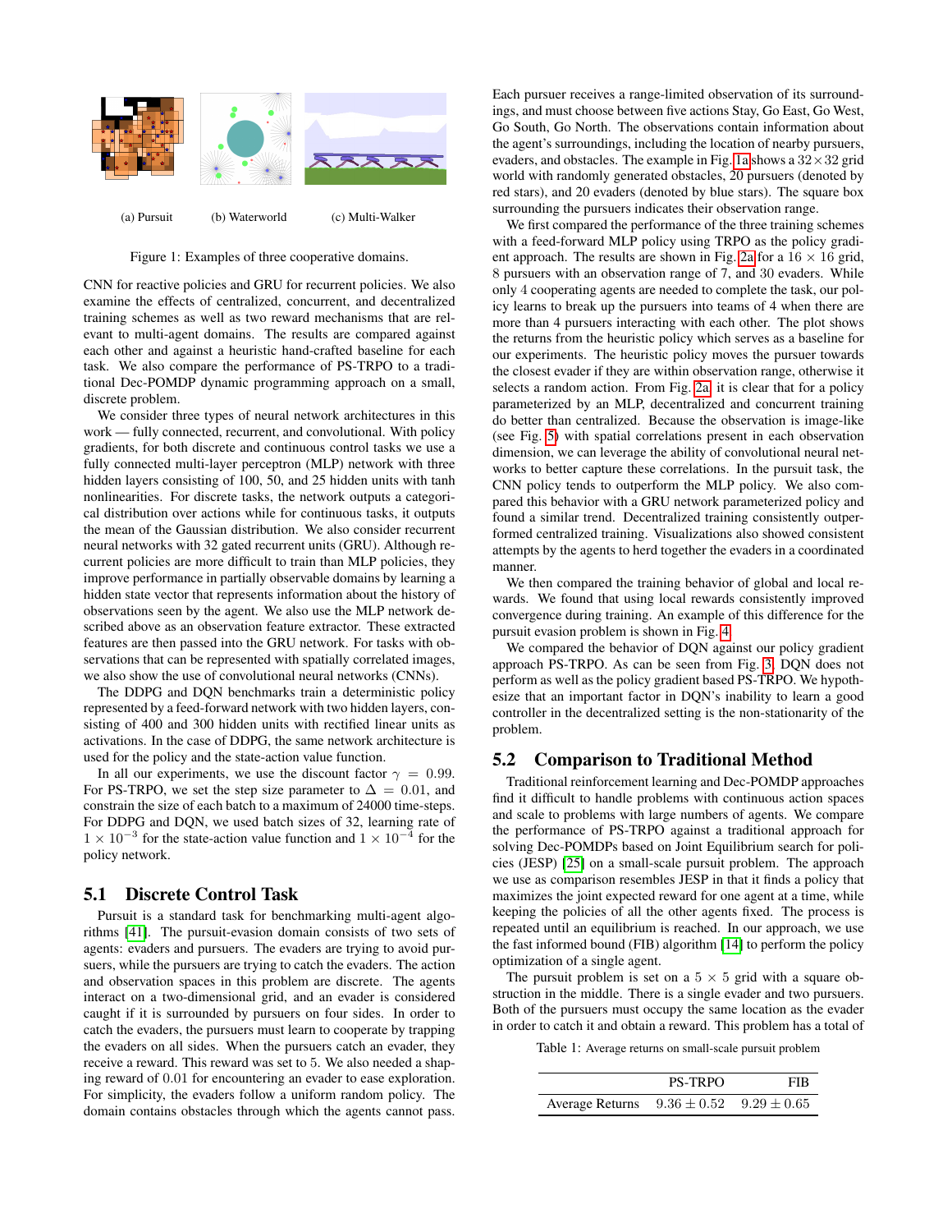(a) Pursuit (b) Waterworld (c) Multi-Walker

Figure 1: Examples of three cooperative domains.

CNN for reactive policies and GRU for recurrent policies. We also examine the effects of centralized, concurrent, and decentralized training schemes as well as two reward mechanisms that are relevant to multi-agent domains. The results are compared against each other and against a heuristic hand-crafted baseline for each task. We also compare the performance of PS-TRPO to a traditional Dec-POMDP dynamic programming approach on a small, discrete problem.

We consider three types of neural network architectures in this work — fully connected, recurrent, and convolutional. With policy gradients, for both discrete and continuous control tasks we use a fully connected multi-layer perceptron (MLP) network with three hidden layers consisting of 100, 50, and 25 hidden units with tanh nonlinearities. For discrete tasks, the network outputs a categorical distribution over actions while for continuous tasks, it outputs the mean of the Gaussian distribution. We also consider recurrent neural networks with 32 gated recurrent units (GRU). Although recurrent policies are more difficult to train than MLP policies, they improve performance in partially observable domains by learning a hidden state vector that represents information about the history of observations seen by the agent. We also use the MLP network described above as an observation feature extractor. These extracted features are then passed into the GRU network. For tasks with observations that can be represented with spatially correlated images, we also show the use of convolutional neural networks (CNNs).

The DDPG and DQN benchmarks train a deterministic policy represented by a feed-forward network with two hidden layers, consisting of 400 and 300 hidden units with rectified linear units as activations. In the case of DDPG, the same network architecture is used for the policy and the state-action value function.

In all our experiments, we use the discount factor $\gamma = 0.99$. For PS-TRPO, we set the step size parameter to $\Delta = 0.01$, and constrain the size of each batch to a maximum of 24000 time-steps. For DDPG and DQN, we used batch sizes of 32, learning rate of $1 \times 10^{-3}$ for the state-action value function and $1 \times 10^{-4}$ for the policy network.

## 5.1 Discrete Control Task

Pursuit is a standard task for benchmarking multi-agent algorithms [41]. The pursuit-evasion domain consists of two sets of agents: evaders and pursuers. The evaders are trying to avoid pursuers, while the pursuers are trying to catch the evaders. The action and observation spaces in this problem are discrete. The agents interact on a two-dimensional grid, and an evader is considered caught if it is surrounded by pursuers on four sides. In order to catch the evaders, the pursuers must learn to cooperate by trapping the evaders on all sides. When the pursuers catch an evader, they receive a reward. This reward was set to 5. We also needed a shaping reward of 0.01 for encountering an evader to ease exploration. For simplicity, the evaders follow a uniform random policy. The domain contains obstacles through which the agents cannot pass. Each pursuer receives a range-limited observation of its surroundings, and must choose between five actions Stay, Go East, Go West, Go South, Go North. The observations contain information about the agent's surroundings, including the location of nearby pursuers, evaders, and obstacles. The example in Fig. 1a shows a $32 \times 32$ grid world with randomly generated obstacles, 20 pursuers (denoted by red stars), and 20 evaders (denoted by blue stars). The square box surrounding the pursuers indicates their observation range.

We first compared the performance of the three training schemes with a feed-forward MLP policy using TRPO as the policy gradient approach. The results are shown in Fig. 2a for a $16 \times 16$ grid, 8 pursuers with an observation range of 7, and 30 evaders. While only 4 cooperating agents are needed to complete the task, our policy learns to break up the pursuers into teams of 4 when there are more than 4 pursuers interacting with each other. The plot shows the returns from the heuristic policy which serves as a baseline for our experiments. The heuristic policy moves the pursuer towards the closest evader if they are within observation range, otherwise it selects a random action. From Fig. 2a, it is clear that for a policy parameterized by an MLP, decentralized and concurrent training do better than centralized. Because the observation is image-like (see Fig. 5) with spatial correlations present in each observation dimension, we can leverage the ability of convolutional neural networks to better capture these correlations. In the pursuit task, the CNN policy tends to outperform the MLP policy. We also compared this behavior with a GRU network parameterized policy and found a similar trend. Decentralized training consistently outperformed centralized training. Visualizations also showed consistent attempts by the agents to herd together the evaders in a coordinated manner.

We then compared the training behavior of global and local rewards. We found that using local rewards consistently improved convergence during training. An example of this difference for the pursuit evasion problem is shown in Fig. 4.

We compared the behavior of DQN against our policy gradient approach PS-TRPO. As can be seen from Fig. 3, DQN does not perform as well as the policy gradient based PS-TRPO. We hypothesize that an important factor in DQN's inability to learn a good controller in the decentralized setting is the non-stationarity of the problem.

## 5.2 Comparison to Traditional Method

Traditional reinforcement learning and Dec-POMDP approaches find it difficult to handle problems with continuous action spaces and scale to problems with large numbers of agents. We compare the performance of PS-TRPO against a traditional approach for solving Dec-POMDPs based on Joint Equilibrium search for policies (JESP) [25] on a small-scale pursuit problem. The approach we use as comparison resembles JESP in that it finds a policy that maximizes the joint expected reward for one agent at a time, while keeping the policies of all the other agents fixed. The process is repeated until an equilibrium is reached. In our approach, we use the fast informed bound (FIB) algorithm [14] to perform the policy optimization of a single agent.

The pursuit problem is set on a $5 \times 5$ grid with a square obstruction in the middle. There is a single evader and two pursuers. Both of the pursuers must occupy the same location as the evader in order to catch it and obtain a reward. This problem has a total of

Table 1: Average returns on small-scale pursuit problem

| | PS-TRPO | FIB |
|---|---|---|
| Average Returns | $9.36 \pm 0.52$ | $9.29 \pm 0.65$ |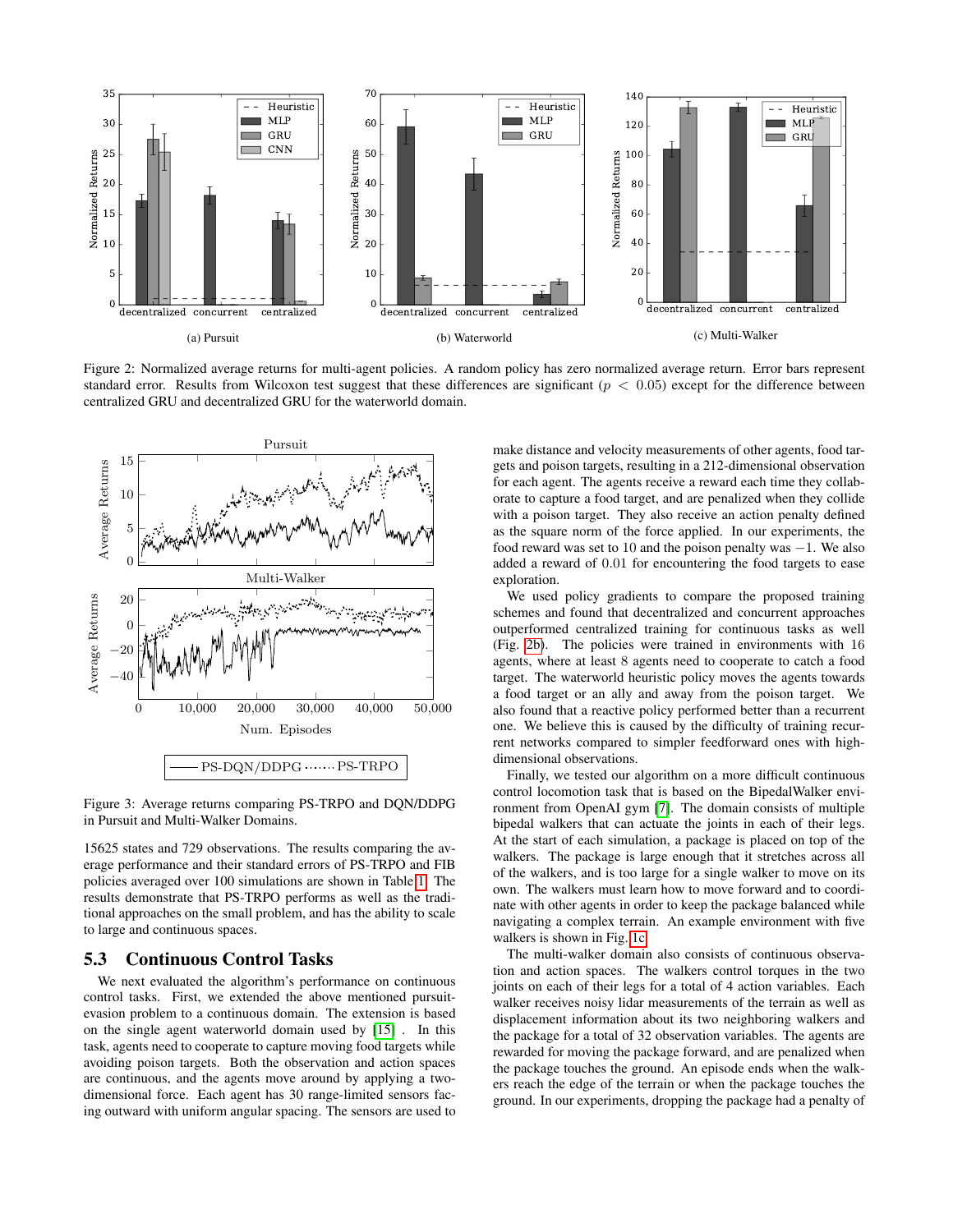(a) Pursuit

(b) Waterworld

(c) Multi-Walker

Figure 2: Normalized average returns for multi-agent policies. A random policy has zero normalized average return. Error bars represent standard error. Results from Wilcoxon test suggest that these differences are significant ($p < 0.05$) except for the difference between centralized GRU and decentralized GRU for the waterworld domain.

Figure 3: Average returns comparing PS-TRPO and DQN/DDPG in Pursuit and Multi-Walker Domains.

15625 states and 729 observations. The results comparing the average performance and their standard errors of PS-TRPO and FIB policies averaged over 100 simulations are shown in Table 1. The results demonstrate that PS-TRPO performs as well as the traditional approaches on the small problem, and has the ability to scale to large and continuous spaces.

## 5.3 Continuous Control Tasks

We next evaluated the algorithm's performance on continuous control tasks. First, we extended the above mentioned pursuit-evasion problem to a continuous domain. The extension is based on the single agent waterworld domain used by [15] . In this task, agents need to cooperate to capture moving food targets while avoiding poison targets. Both the observation and action spaces are continuous, and the agents move around by applying a two-dimensional force. Each agent has 30 range-limited sensors facing outward with uniform angular spacing. The sensors are used to make distance and velocity measurements of other agents, food targets and poison targets, resulting in a 212-dimensional observation for each agent. The agents receive a reward each time they collaborate to capture a food target, and are penalized when they collide with a poison target. They also receive an action penalty defined as the square norm of the force applied. In our experiments, the food reward was set to 10 and the poison penalty was $-1$. We also added a reward of 0.01 for encountering the food targets to ease exploration.

We used policy gradients to compare the proposed training schemes and found that decentralized and concurrent approaches outperformed centralized training for continuous tasks as well (Fig. 2b). The policies were trained in environments with 16 agents, where at least 8 agents need to cooperate to catch a food target. The waterworld heuristic policy moves the agents towards a food target or an ally and away from the poison target. We also found that a reactive policy performed better than a recurrent one. We believe this is caused by the difficulty of training recurrent networks compared to simpler feedforward ones with high-dimensional observations.

Finally, we tested our algorithm on a more difficult continuous control locomotion task that is based on the BipedalWalker environment from OpenAI gym [7]. The domain consists of multiple bipedal walkers that can actuate the joints in each of their legs. At the start of each simulation, a package is placed on top of the walkers. The package is large enough that it stretches across all of the walkers, and is too large for a single walker to move on its own. The walkers must learn how to move forward and to coordinate with other agents in order to keep the package balanced while navigating a complex terrain. An example environment with five walkers is shown in Fig. 1c.

The multi-walker domain also consists of continuous observation and action spaces. The walkers control torques in the two joints on each of their legs for a total of 4 action variables. Each walker receives noisy lidar measurements of the terrain as well as displacement information about its two neighboring walkers and the package for a total of 32 observation variables. The agents are rewarded for moving the package forward, and are penalized when the package touches the ground. An episode ends when the walkers reach the edge of the terrain or when the package touches the ground. In our experiments, dropping the package had a penalty of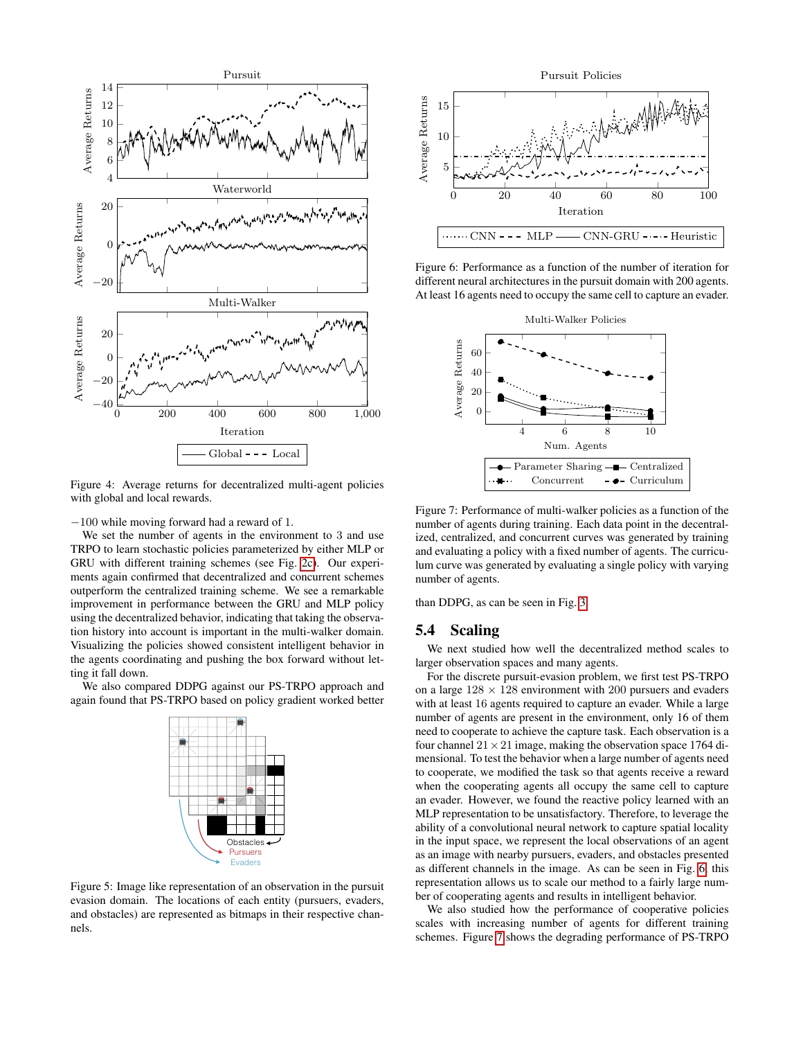Figure 4: Average returns for decentralized multi-agent policies with global and local rewards.

−100 while moving forward had a reward of 1.

We set the number of agents in the environment to 3 and use TRPO to learn stochastic policies parameterized by either MLP or GRU with different training schemes (see Fig. 2c). Our experiments again confirmed that decentralized and concurrent schemes outperform the centralized training scheme. We see a remarkable improvement in performance between the GRU and MLP policy using the decentralized behavior, indicating that taking the observation history into account is important in the multi-walker domain. Visualizing the policies showed consistent intelligent behavior in the agents coordinating and pushing the box forward without letting it fall down.

We also compared DDPG against our PS-TRPO approach and again found that PS-TRPO based on policy gradient worked better than DDPG, as can be seen in Fig. 3.

Figure 5: Image like representation of an observation in the pursuit evasion domain. The locations of each entity (pursuers, evaders, and obstacles) are represented as bitmaps in their respective channels.

Figure 6: Performance as a function of the number of iteration for different neural architectures in the pursuit domain with 200 agents. At least 16 agents need to occupy the same cell to capture an evader.

Figure 7: Performance of multi-walker policies as a function of the number of agents during training. Each data point in the decentralized, centralized, and concurrent curves was generated by training and evaluating a policy with a fixed number of agents. The curriculum curve was generated by evaluating a single policy with varying number of agents.

## 5.4 Scaling

We next studied how well the decentralized method scales to larger observation spaces and many agents.

For the discrete pursuit-evasion problem, we first test PS-TRPO on a large $128 \times 128$ environment with 200 pursuers and evaders with at least 16 agents required to capture an evader. While a large number of agents are present in the environment, only 16 of them need to cooperate to achieve the capture task. Each observation is a four channel $21 \times 21$ image, making the observation space 1764 dimensional. To test the behavior when a large number of agents need to cooperate, we modified the task so that agents receive a reward when the cooperating agents all occupy the same cell to capture an evader. However, we found the reactive policy learned with an MLP representation to be unsatisfactory. Therefore, to leverage the ability of a convolutional neural network to capture spatial locality in the input space, we represent the local observations of an agent as an image with nearby pursuers, evaders, and obstacles presented as different channels in the image. As can be seen in Fig. 6, this representation allows us to scale our method to a fairly large number of cooperating agents and results in intelligent behavior.

We also studied how the performance of cooperative policies scales with increasing number of agents for different training schemes. Figure 7 shows the degrading performance of PS-TRPO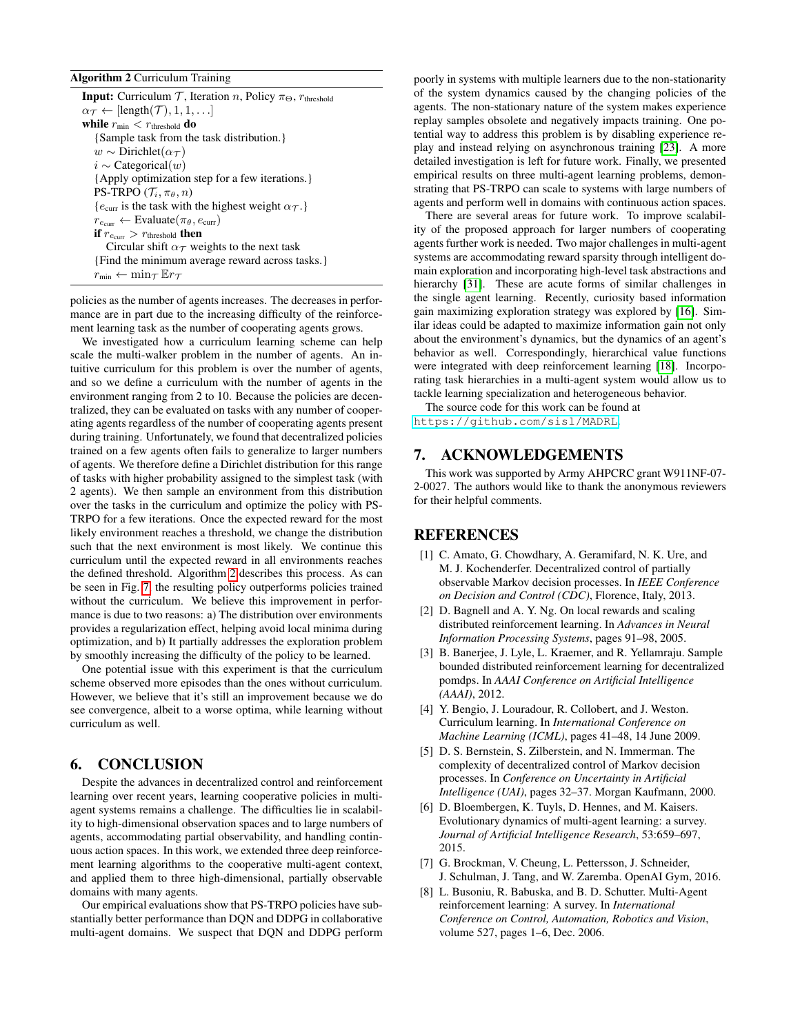**Algorithm 2** Curriculum Training

```
Input: Curriculum 𝒯, Iteration n, Policy π_Θ, r_threshold
α_𝒯 ← [length(𝒯), 1, 1, . . .]
while r_min < r_threshold do
    {Sample task from the task distribution.}
    w ∼ Dirichlet(α_𝒯)
    i ∼ Categorical(w)
    {Apply optimization step for a few iterations.}
    PS-TRPO (𝒯_i, π_θ, n)
    {e_curr is the task with the highest weight α_𝒯.}
    r_{e_curr} ← Evaluate(π_θ, e_curr)
    if r_{e_curr} > r_threshold then
        Circular shift α_𝒯 weights to the next task
    {Find the minimum average reward across tasks.}
    r_min ← min_𝒯 𝔼r_𝒯
```

policies as the number of agents increases. The decreases in performance are in part due to the increasing difficulty of the reinforcement learning task as the number of cooperating agents grows.

We investigated how a curriculum learning scheme can help scale the multi-walker problem in the number of agents. An intuitive curriculum for this problem is over the number of agents, and so we define a curriculum with the number of agents in the environment ranging from 2 to 10. Because the policies are decentralized, they can be evaluated on tasks with any number of cooperating agents regardless of the number of cooperating agents present during training. Unfortunately, we found that decentralized policies trained on a few agents often fails to generalize to larger numbers of agents. We therefore define a Dirichlet distribution for this range of tasks with higher probability assigned to the simplest task (with 2 agents). We then sample an environment from this distribution over the tasks in the curriculum and optimize the policy with PS-TRPO for a few iterations. Once the expected reward for the most likely environment reaches a threshold, we change the distribution such that the next environment is most likely. We continue this curriculum until the expected reward in all environments reaches the defined threshold. Algorithm 2 describes this process. As can be seen in Fig. 7, the resulting policy outperforms policies trained without the curriculum. We believe this improvement in performance is due to two reasons: a) The distribution over environments provides a regularization effect, helping avoid local minima during optimization, and b) It partially addresses the exploration problem by smoothly increasing the difficulty of the policy to be learned.

One potential issue with this experiment is that the curriculum scheme observed more episodes than the ones without curriculum. However, we believe that it's still an improvement because we do see convergence, albeit to a worse optima, while learning without curriculum as well.

## 6. CONCLUSION

Despite the advances in decentralized control and reinforcement learning over recent years, learning cooperative policies in multi-agent systems remains a challenge. The difficulties lie in scalability to high-dimensional observation spaces and to large numbers of agents, accommodating partial observability, and handling continuous action spaces. In this work, we extended three deep reinforcement learning algorithms to the cooperative multi-agent context, and applied them to three high-dimensional, partially observable domains with many agents.

Our empirical evaluations show that PS-TRPO policies have substantially better performance than DQN and DDPG in collaborative multi-agent domains. We suspect that DQN and DDPG perform poorly in systems with multiple learners due to the non-stationarity of the system dynamics caused by the changing policies of the agents. The non-stationary nature of the system makes experience replay samples obsolete and negatively impacts training. One potential way to address this problem is by disabling experience replay and instead relying on asynchronous training [23]. A more detailed investigation is left for future work. Finally, we presented empirical results on three multi-agent learning problems, demonstrating that PS-TRPO can scale to systems with large numbers of agents and perform well in domains with continuous action spaces.

There are several areas for future work. To improve scalability of the proposed approach for larger numbers of cooperating agents further work is needed. Two major challenges in multi-agent systems are accommodating reward sparsity through intelligent domain exploration and incorporating high-level task abstractions and hierarchy [31]. These are acute forms of similar challenges in the single agent learning. Recently, curiosity based information gain maximizing exploration strategy was explored by [16]. Similar ideas could be adapted to maximize information gain not only about the environment's dynamics, but the dynamics of an agent's behavior as well. Correspondingly, hierarchical value functions were integrated with deep reinforcement learning [18]. Incorporating task hierarchies in a multi-agent system would allow us to tackle learning specialization and heterogeneous behavior.

The source code for this work can be found at https://github.com/sisl/MADRL.

## 7. ACKNOWLEDGEMENTS

This work was supported by Army AHPCRC grant W911NF-07-2-0027. The authors would like to thank the anonymous reviewers for their helpful comments.

## REFERENCES

[1] C. Amato, G. Chowdhary, A. Geramifard, N. K. Ure, and M. J. Kochenderfer. Decentralized control of partially observable Markov decision processes. In *IEEE Conference on Decision and Control (CDC)*, Florence, Italy, 2013.

[2] D. Bagnell and A. Y. Ng. On local rewards and scaling distributed reinforcement learning. In *Advances in Neural Information Processing Systems*, pages 91–98, 2005.

[3] B. Banerjee, J. Lyle, L. Kraemer, and R. Yellamraju. Sample bounded distributed reinforcement learning for decentralized pomdps. In *AAAI Conference on Artificial Intelligence (AAAI)*, 2012.

[4] Y. Bengio, J. Louradour, R. Collobert, and J. Weston. Curriculum learning. In *International Conference on Machine Learning (ICML)*, pages 41–48, 14 June 2009.

[5] D. S. Bernstein, S. Zilberstein, and N. Immerman. The complexity of decentralized control of Markov decision processes. In *Conference on Uncertainty in Artificial Intelligence (UAI)*, pages 32–37. Morgan Kaufmann, 2000.

[6] D. Bloembergen, K. Tuyls, D. Hennes, and M. Kaisers. Evolutionary dynamics of multi-agent learning: a survey. *Journal of Artificial Intelligence Research*, 53:659–697, 2015.

[7] G. Brockman, V. Cheung, L. Pettersson, J. Schneider, J. Schulman, J. Tang, and W. Zaremba. OpenAI Gym, 2016.

[8] L. Busoniu, R. Babuska, and B. D. Schutter. Multi-Agent reinforcement learning: A survey. In *International Conference on Control, Automation, Robotics and Vision*, volume 527, pages 1–6, Dec. 2006.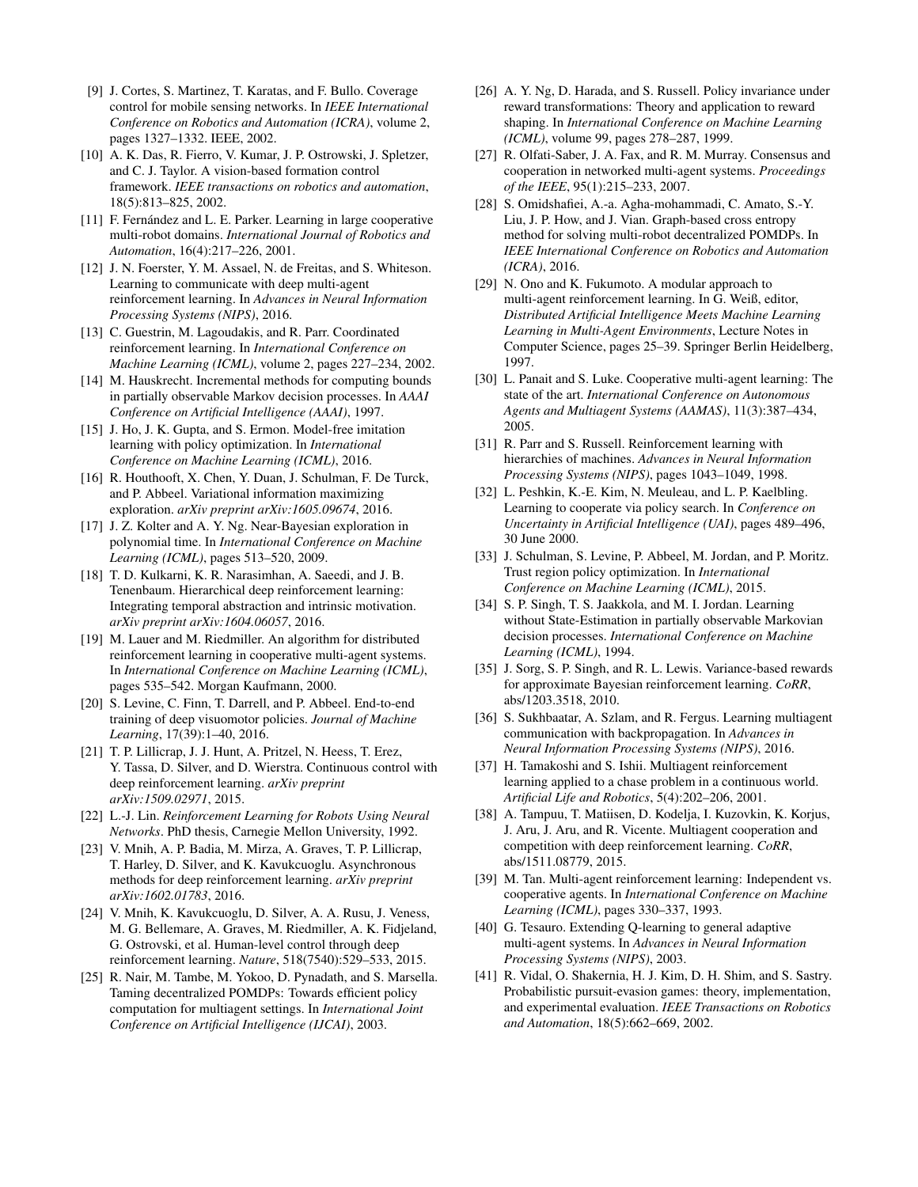[9] J. Cortes, S. Martinez, T. Karatas, and F. Bullo. Coverage control for mobile sensing networks. In *IEEE International Conference on Robotics and Automation (ICRA)*, volume 2, pages 1327–1332. IEEE, 2002.

[10] A. K. Das, R. Fierro, V. Kumar, J. P. Ostrowski, J. Spletzer, and C. J. Taylor. A vision-based formation control framework. *IEEE transactions on robotics and automation*, 18(5):813–825, 2002.

[11] F. Fernández and L. E. Parker. Learning in large cooperative multi-robot domains. *International Journal of Robotics and Automation*, 16(4):217–226, 2001.

[12] J. N. Foerster, Y. M. Assael, N. de Freitas, and S. Whiteson. Learning to communicate with deep multi-agent reinforcement learning. In *Advances in Neural Information Processing Systems (NIPS)*, 2016.

[13] C. Guestrin, M. Lagoudakis, and R. Parr. Coordinated reinforcement learning. In *International Conference on Machine Learning (ICML)*, volume 2, pages 227–234, 2002.

[14] M. Hauskrecht. Incremental methods for computing bounds in partially observable Markov decision processes. In *AAAI Conference on Artificial Intelligence (AAAI)*, 1997.

[15] J. Ho, J. K. Gupta, and S. Ermon. Model-free imitation learning with policy optimization. In *International Conference on Machine Learning (ICML)*, 2016.

[16] R. Houthooft, X. Chen, Y. Duan, J. Schulman, F. De Turck, and P. Abbeel. Variational information maximizing exploration. *arXiv preprint arXiv:1605.09674*, 2016.

[17] J. Z. Kolter and A. Y. Ng. Near-Bayesian exploration in polynomial time. In *International Conference on Machine Learning (ICML)*, pages 513–520, 2009.

[18] T. D. Kulkarni, K. R. Narasimhan, A. Saeedi, and J. B. Tenenbaum. Hierarchical deep reinforcement learning: Integrating temporal abstraction and intrinsic motivation. *arXiv preprint arXiv:1604.06057*, 2016.

[19] M. Lauer and M. Riedmiller. An algorithm for distributed reinforcement learning in cooperative multi-agent systems. In *International Conference on Machine Learning (ICML)*, pages 535–542. Morgan Kaufmann, 2000.

[20] S. Levine, C. Finn, T. Darrell, and P. Abbeel. End-to-end training of deep visuomotor policies. *Journal of Machine Learning*, 17(39):1–40, 2016.

[21] T. P. Lillicrap, J. J. Hunt, A. Pritzel, N. Heess, T. Erez, Y. Tassa, D. Silver, and D. Wierstra. Continuous control with deep reinforcement learning. *arXiv preprint arXiv:1509.02971*, 2015.

[22] L.-J. Lin. *Reinforcement Learning for Robots Using Neural Networks*. PhD thesis, Carnegie Mellon University, 1992.

[23] V. Mnih, A. P. Badia, M. Mirza, A. Graves, T. P. Lillicrap, T. Harley, D. Silver, and K. Kavukcuoglu. Asynchronous methods for deep reinforcement learning. *arXiv preprint arXiv:1602.01783*, 2016.

[24] V. Mnih, K. Kavukcuoglu, D. Silver, A. A. Rusu, J. Veness, M. G. Bellemare, A. Graves, M. Riedmiller, A. K. Fidjeland, G. Ostrovski, et al. Human-level control through deep reinforcement learning. *Nature*, 518(7540):529–533, 2015.

[25] R. Nair, M. Tambe, M. Yokoo, D. Pynadath, and S. Marsella. Taming decentralized POMDPs: Towards efficient policy computation for multiagent settings. In *International Joint Conference on Artificial Intelligence (IJCAI)*, 2003.

[26] A. Y. Ng, D. Harada, and S. Russell. Policy invariance under reward transformations: Theory and application to reward shaping. In *International Conference on Machine Learning (ICML)*, volume 99, pages 278–287, 1999.

[27] R. Olfati-Saber, J. A. Fax, and R. M. Murray. Consensus and cooperation in networked multi-agent systems. *Proceedings of the IEEE*, 95(1):215–233, 2007.

[28] S. Omidshafiei, A.-a. Agha-mohammadi, C. Amato, S.-Y. Liu, J. P. How, and J. Vian. Graph-based cross entropy method for solving multi-robot decentralized POMDPs. In *IEEE International Conference on Robotics and Automation (ICRA)*, 2016.

[29] N. Ono and K. Fukumoto. A modular approach to multi-agent reinforcement learning. In G. Weiß, editor, *Distributed Artificial Intelligence Meets Machine Learning Learning in Multi-Agent Environments*, Lecture Notes in Computer Science, pages 25–39. Springer Berlin Heidelberg, 1997.

[30] L. Panait and S. Luke. Cooperative multi-agent learning: The state of the art. *International Conference on Autonomous Agents and Multiagent Systems (AAMAS)*, 11(3):387–434, 2005.

[31] R. Parr and S. Russell. Reinforcement learning with hierarchies of machines. *Advances in Neural Information Processing Systems (NIPS)*, pages 1043–1049, 1998.

[32] L. Peshkin, K.-E. Kim, N. Meuleau, and L. P. Kaelbling. Learning to cooperate via policy search. In *Conference on Uncertainty in Artificial Intelligence (UAI)*, pages 489–496, 30 June 2000.

[33] J. Schulman, S. Levine, P. Abbeel, M. Jordan, and P. Moritz. Trust region policy optimization. In *International Conference on Machine Learning (ICML)*, 2015.

[34] S. P. Singh, T. S. Jaakkola, and M. I. Jordan. Learning without State-Estimation in partially observable Markovian decision processes. *International Conference on Machine Learning (ICML)*, 1994.

[35] J. Sorg, S. P. Singh, and R. L. Lewis. Variance-based rewards for approximate Bayesian reinforcement learning. *CoRR*, abs/1203.3518, 2010.

[36] S. Sukhbaatar, A. Szlam, and R. Fergus. Learning multiagent communication with backpropagation. In *Advances in Neural Information Processing Systems (NIPS)*, 2016.

[37] H. Tamakoshi and S. Ishii. Multiagent reinforcement learning applied to a chase problem in a continuous world. *Artificial Life and Robotics*, 5(4):202–206, 2001.

[38] A. Tampuu, T. Matiisen, D. Kodelja, I. Kuzovkin, K. Korjus, J. Aru, J. Aru, and R. Vicente. Multiagent cooperation and competition with deep reinforcement learning. *CoRR*, abs/1511.08779, 2015.

[39] M. Tan. Multi-agent reinforcement learning: Independent vs. cooperative agents. In *International Conference on Machine Learning (ICML)*, pages 330–337, 1993.

[40] G. Tesauro. Extending Q-learning to general adaptive multi-agent systems. In *Advances in Neural Information Processing Systems (NIPS)*, 2003.

[41] R. Vidal, O. Shakernia, H. J. Kim, D. H. Shim, and S. Sastry. Probabilistic pursuit-evasion games: theory, implementation, and experimental evaluation. *IEEE Transactions on Robotics and Automation*, 18(5):662–669, 2002.